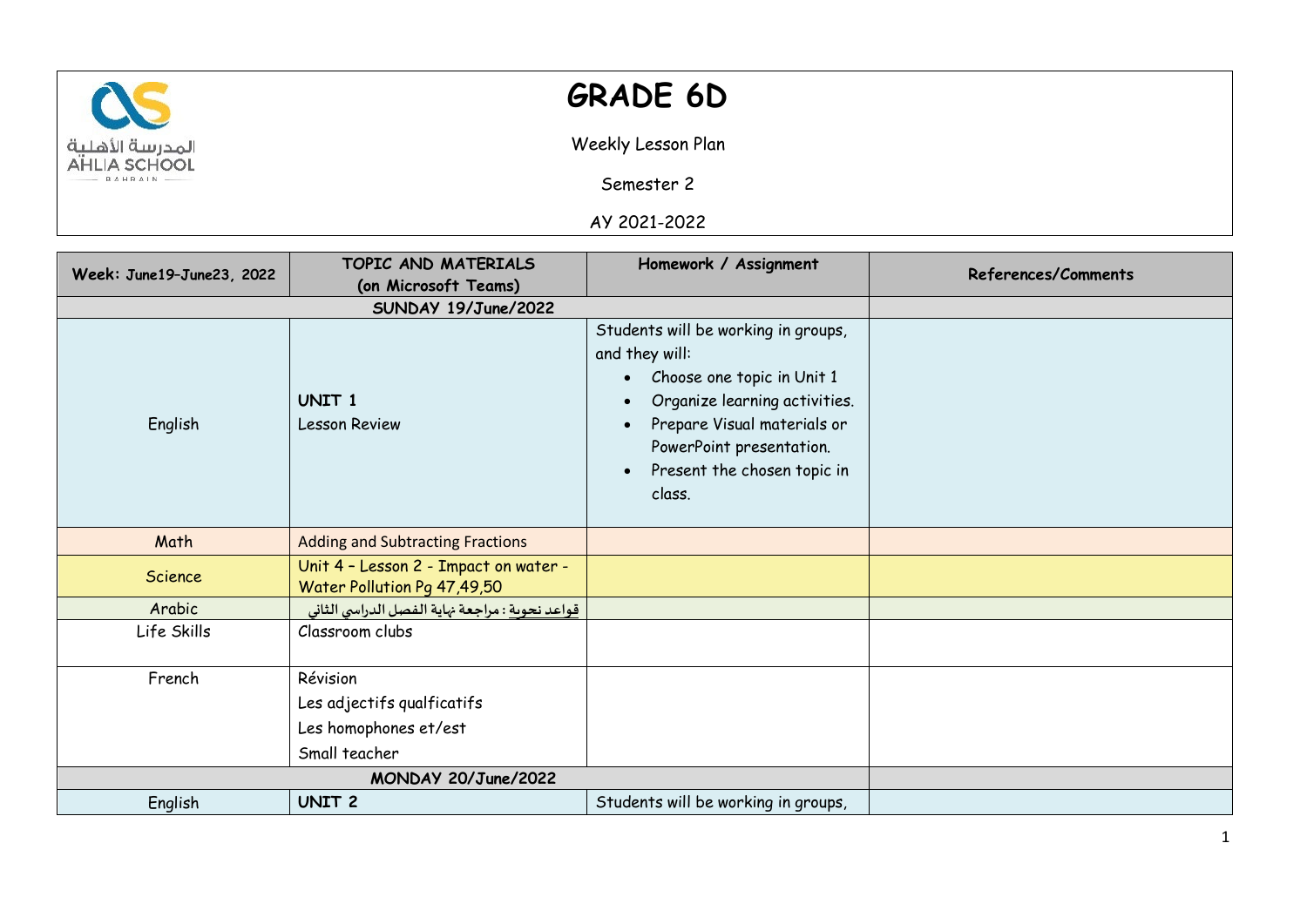المدرسة الأهلية
AHLIA SCHOOL
BAHRAIN

# GRADE 6D

Weekly Lesson Plan

Semester 2

AY 2021-2022

| Week: June19–June23, 2022 | TOPIC AND MATERIALS (on Microsoft Teams) | Homework / Assignment | References/Comments |
|---|---|---|---|
| **SUNDAY 19/June/2022** | | | |
| English | **UNIT 1**<br>Lesson Review | Students will be working in groups, and they will:<br>• Choose one topic in Unit 1<br>• Organize learning activities.<br>• Prepare Visual materials or PowerPoint presentation.<br>• Present the chosen topic in class. | |
| Math | Adding and Subtracting Fractions | | |
| Science | Unit 4 – Lesson 2 - Impact on water - Water Pollution Pg 47,49,50 | | |
| Arabic | قواعد نحوية : مراجعة نهاية الفصل الدراسي الثاني | | |
| Life Skills | Classroom clubs | | |
| French | Révision<br>Les adjectifs qualficatifs<br>Les homophones et/est<br>Small teacher | | |
| **MONDAY 20/June/2022** | | | |
| English | **UNIT 2** | Students will be working in groups, | |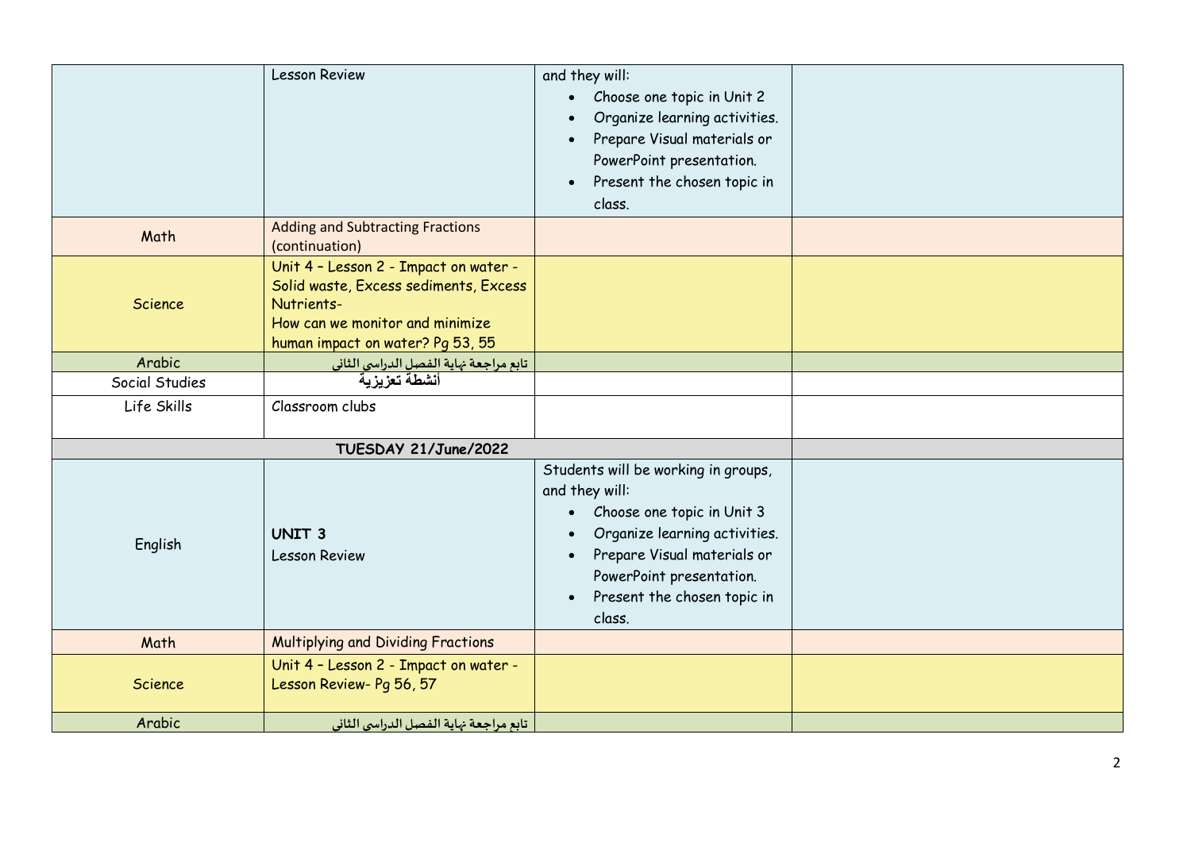| | | | |
|---|---|---|---|
| | Lesson Review | and they will:<br>• Choose one topic in Unit 2<br>• Organize learning activities.<br>• Prepare Visual materials or PowerPoint presentation.<br>• Present the chosen topic in class. | |
| Math | Adding and Subtracting Fractions (continuation) | | |
| Science | Unit 4 – Lesson 2 - Impact on water - Solid waste, Excess sediments, Excess Nutrients-<br>How can we monitor and minimize human impact on water? Pg 53, 55 | | |
| Arabic | تابع مراجعة نهاية الفصل الدراسي الثاني | | |
| Social Studies | أنشطة تعزيزية | | |
| Life Skills | Classroom clubs | | |
| **TUESDAY 21/June/2022** | | | |
| English | **UNIT 3**<br>Lesson Review | Students will be working in groups, and they will:<br>• Choose one topic in Unit 3<br>• Organize learning activities.<br>• Prepare Visual materials or PowerPoint presentation.<br>• Present the chosen topic in class. | |
| Math | Multiplying and Dividing Fractions | | |
| Science | Unit 4 – Lesson 2 - Impact on water - Lesson Review- Pg 56, 57 | | |
| Arabic | تابع مراجعة نهاية الفصل الدراسي الثاني | | |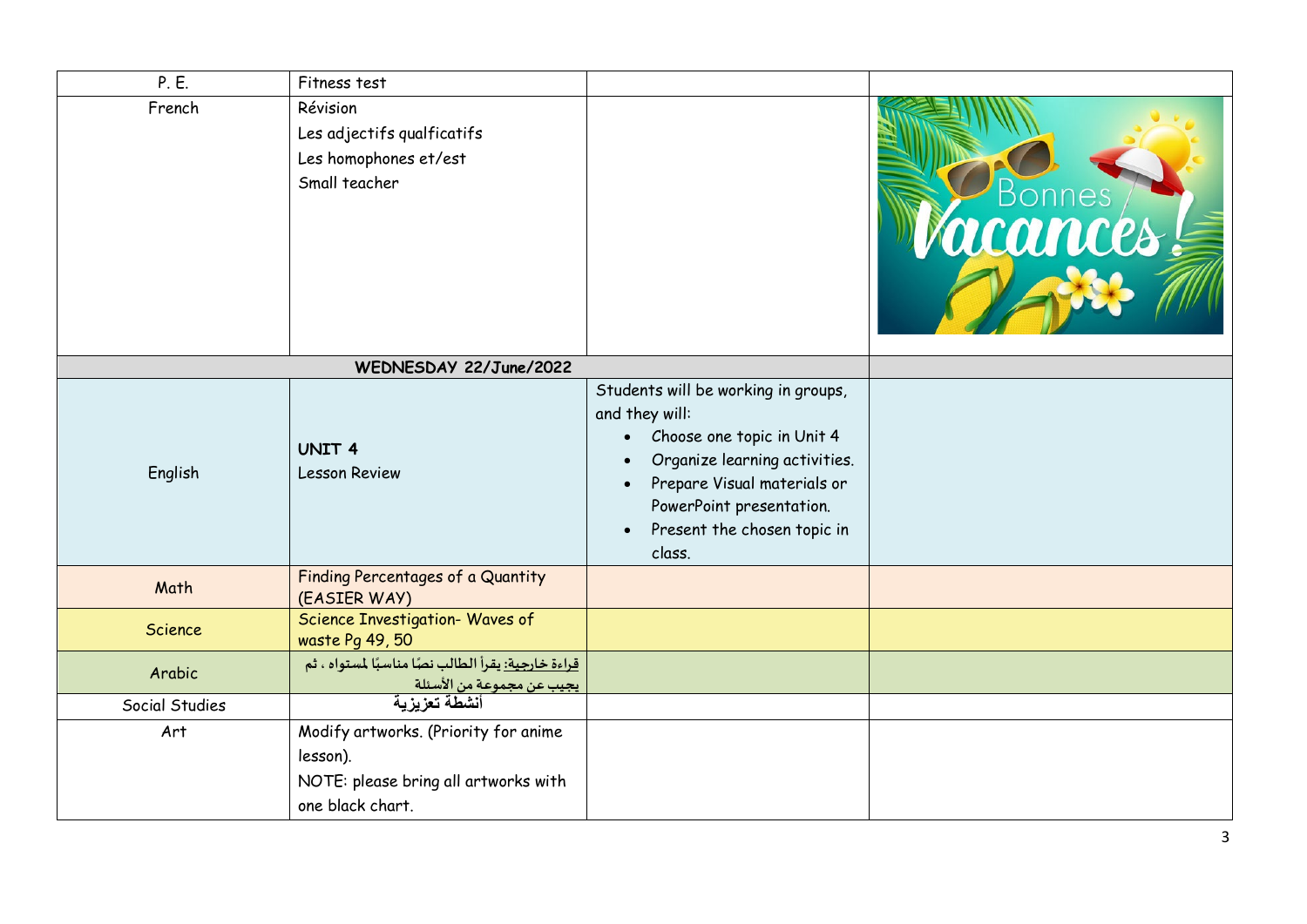| P. E. | Fitness test | | |
|---|---|---|---|
| French | Révision<br>Les adjectifs qualficatifs<br>Les homophones et/est<br>Small teacher | | |
| **WEDNESDAY 22/June/2022** | | | |
| English | **UNIT 4**<br>Lesson Review | Students will be working in groups, and they will:<br>• Choose one topic in Unit 4<br>• Organize learning activities.<br>• Prepare Visual materials or PowerPoint presentation.<br>• Present the chosen topic in class. | |
| Math | Finding Percentages of a Quantity (EASIER WAY) | | |
| Science | Science Investigation- Waves of waste Pg 49, 50 | | |
| Arabic | قراءة خارجية: يقرأ الطالب نصًا مناسبًا لمستواه ، ثم يجيب عن مجموعة من الأسئلة | | |
| Social Studies | **أنشطة تعزيزية** | | |
| Art | Modify artworks. (Priority for anime lesson).<br>NOTE: please bring all artworks with one black chart. | | |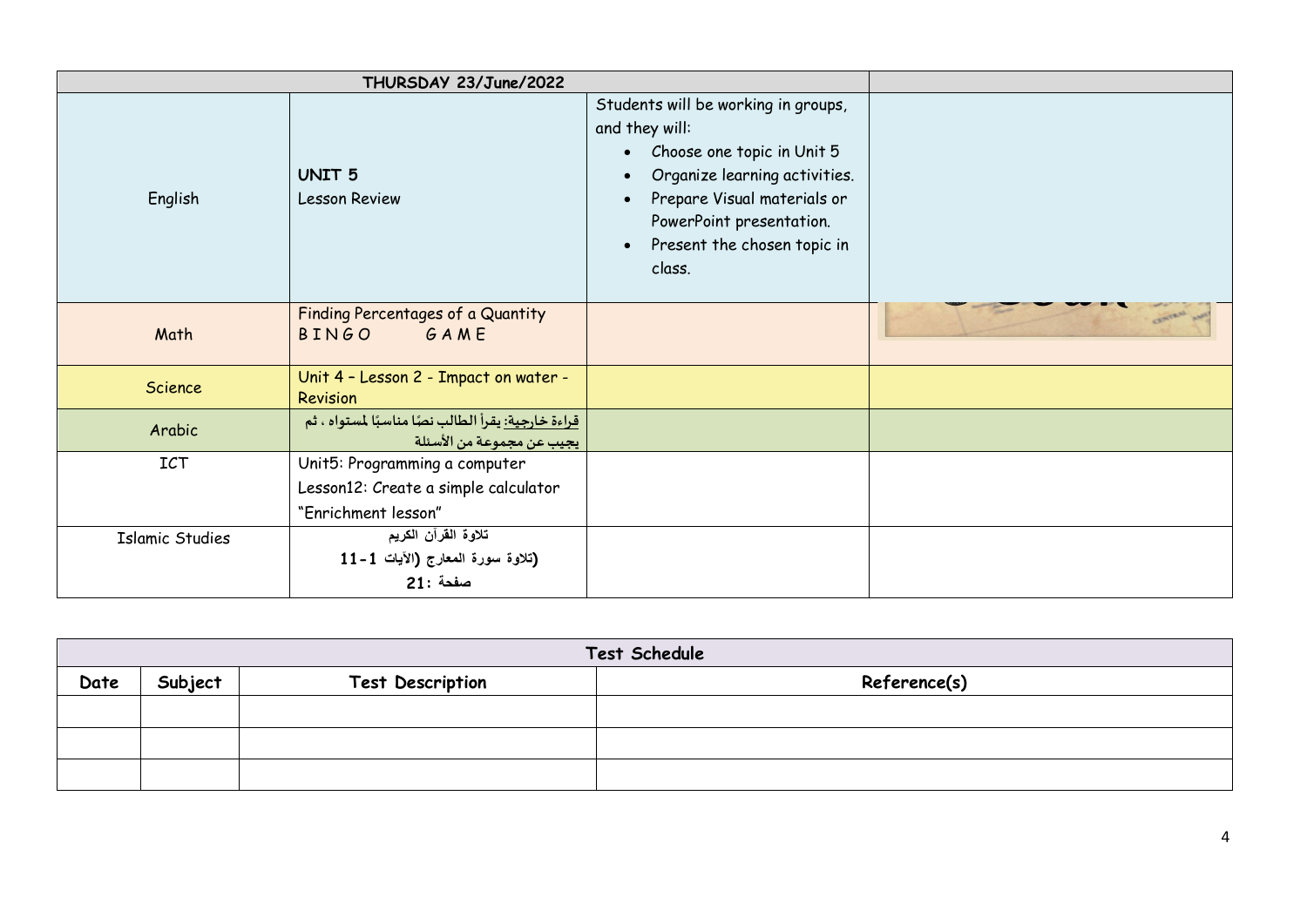| THURSDAY 23/June/2022 | | | |
|---|---|---|---|
| English | **UNIT 5** Lesson Review | Students will be working in groups, and they will: <br>• Choose one topic in Unit 5 <br>• Organize learning activities. <br>• Prepare Visual materials or PowerPoint presentation. <br>• Present the chosen topic in class. | |
| Math | Finding Percentages of a Quantity B I N G O G A M E | | |
| Science | Unit 4 – Lesson 2 - Impact on water - Revision | | |
| Arabic | قراءة خارجية: يقرأ الطالب نصًا مناسبًا لمستواه ، ثم يجيب عن مجموعة من الأسئلة | | |
| ICT | Unit5: Programming a computer <br>Lesson12: Create a simple calculator <br>"Enrichment lesson" | | |
| Islamic Studies | تلاوة القرآن الكريم <br>(تلاوة سورة المعارج (الآيات 1-11 <br>صفحة :21 | | |

| Test Schedule | | | |
|---|---|---|---|
| **Date** | **Subject** | **Test Description** | **Reference(s)** |
| | | | |
| | | | |
| | | | |